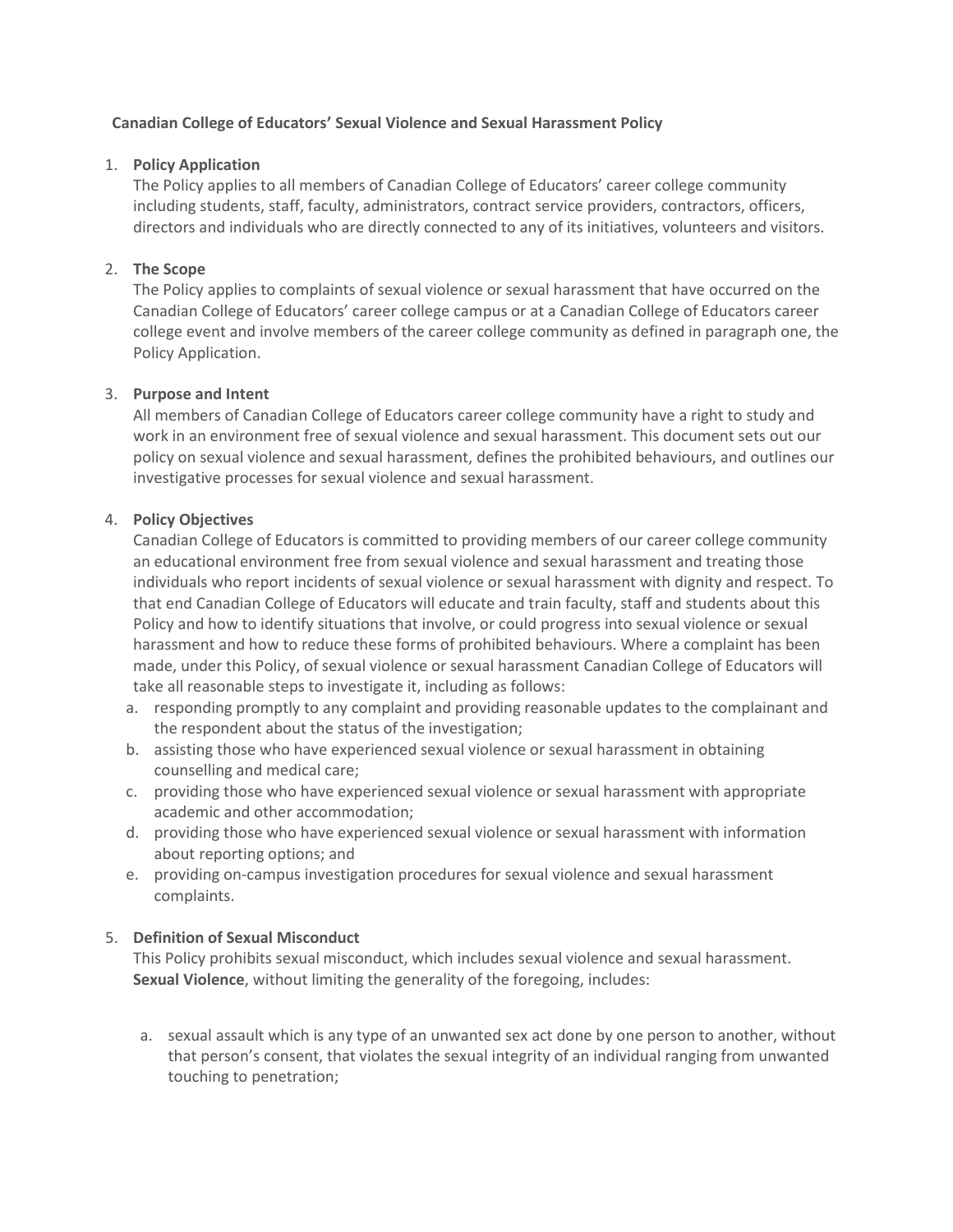# Canadian College of Educators' Sexual Violence and Sexual Harassment Policy

1. **Policy Application**
   The Policy applies to all members of Canadian College of Educators' career college community including students, staff, faculty, administrators, contract service providers, contractors, officers, directors and individuals who are directly connected to any of its initiatives, volunteers and visitors.

2. **The Scope**
   The Policy applies to complaints of sexual violence or sexual harassment that have occurred on the Canadian College of Educators' career college campus or at a Canadian College of Educators career college event and involve members of the career college community as defined in paragraph one, the Policy Application.

3. **Purpose and Intent**
   All members of Canadian College of Educators career college community have a right to study and work in an environment free of sexual violence and sexual harassment. This document sets out our policy on sexual violence and sexual harassment, defines the prohibited behaviours, and outlines our investigative processes for sexual violence and sexual harassment.

4. **Policy Objectives**
   Canadian College of Educators is committed to providing members of our career college community an educational environment free from sexual violence and sexual harassment and treating those individuals who report incidents of sexual violence or sexual harassment with dignity and respect. To that end Canadian College of Educators will educate and train faculty, staff and students about this Policy and how to identify situations that involve, or could progress into sexual violence or sexual harassment and how to reduce these forms of prohibited behaviours. Where a complaint has been made, under this Policy, of sexual violence or sexual harassment Canadian College of Educators will take all reasonable steps to investigate it, including as follows:
   a. responding promptly to any complaint and providing reasonable updates to the complainant and the respondent about the status of the investigation;
   b. assisting those who have experienced sexual violence or sexual harassment in obtaining counselling and medical care;
   c. providing those who have experienced sexual violence or sexual harassment with appropriate academic and other accommodation;
   d. providing those who have experienced sexual violence or sexual harassment with information about reporting options; and
   e. providing on-campus investigation procedures for sexual violence and sexual harassment complaints.

5. **Definition of Sexual Misconduct**
   This Policy prohibits sexual misconduct, which includes sexual violence and sexual harassment.
   **Sexual Violence**, without limiting the generality of the foregoing, includes:

   a. sexual assault which is any type of an unwanted sex act done by one person to another, without that person's consent, that violates the sexual integrity of an individual ranging from unwanted touching to penetration;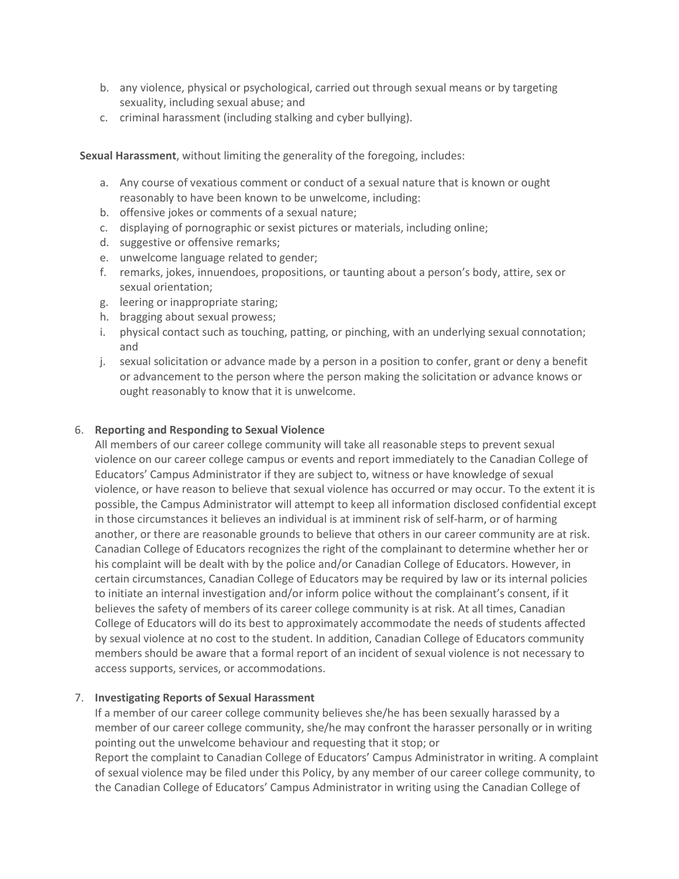b. any violence, physical or psychological, carried out through sexual means or by targeting sexuality, including sexual abuse; and
c. criminal harassment (including stalking and cyber bullying).

**Sexual Harassment**, without limiting the generality of the foregoing, includes:

a. Any course of vexatious comment or conduct of a sexual nature that is known or ought reasonably to have been known to be unwelcome, including:
b. offensive jokes or comments of a sexual nature;
c. displaying of pornographic or sexist pictures or materials, including online;
d. suggestive or offensive remarks;
e. unwelcome language related to gender;
f. remarks, jokes, innuendoes, propositions, or taunting about a person's body, attire, sex or sexual orientation;
g. leering or inappropriate staring;
h. bragging about sexual prowess;
i. physical contact such as touching, patting, or pinching, with an underlying sexual connotation; and
j. sexual solicitation or advance made by a person in a position to confer, grant or deny a benefit or advancement to the person where the person making the solicitation or advance knows or ought reasonably to know that it is unwelcome.

6. **Reporting and Responding to Sexual Violence**
   All members of our career college community will take all reasonable steps to prevent sexual violence on our career college campus or events and report immediately to the Canadian College of Educators' Campus Administrator if they are subject to, witness or have knowledge of sexual violence, or have reason to believe that sexual violence has occurred or may occur. To the extent it is possible, the Campus Administrator will attempt to keep all information disclosed confidential except in those circumstances it believes an individual is at imminent risk of self-harm, or of harming another, or there are reasonable grounds to believe that others in our career community are at risk. Canadian College of Educators recognizes the right of the complainant to determine whether her or his complaint will be dealt with by the police and/or Canadian College of Educators. However, in certain circumstances, Canadian College of Educators may be required by law or its internal policies to initiate an internal investigation and/or inform police without the complainant's consent, if it believes the safety of members of its career college community is at risk. At all times, Canadian College of Educators will do its best to approximately accommodate the needs of students affected by sexual violence at no cost to the student. In addition, Canadian College of Educators community members should be aware that a formal report of an incident of sexual violence is not necessary to access supports, services, or accommodations.

7. **Investigating Reports of Sexual Harassment**
   If a member of our career college community believes she/he has been sexually harassed by a member of our career college community, she/he may confront the harasser personally or in writing pointing out the unwelcome behaviour and requesting that it stop; or
   Report the complaint to Canadian College of Educators' Campus Administrator in writing. A complaint of sexual violence may be filed under this Policy, by any member of our career college community, to the Canadian College of Educators' Campus Administrator in writing using the Canadian College of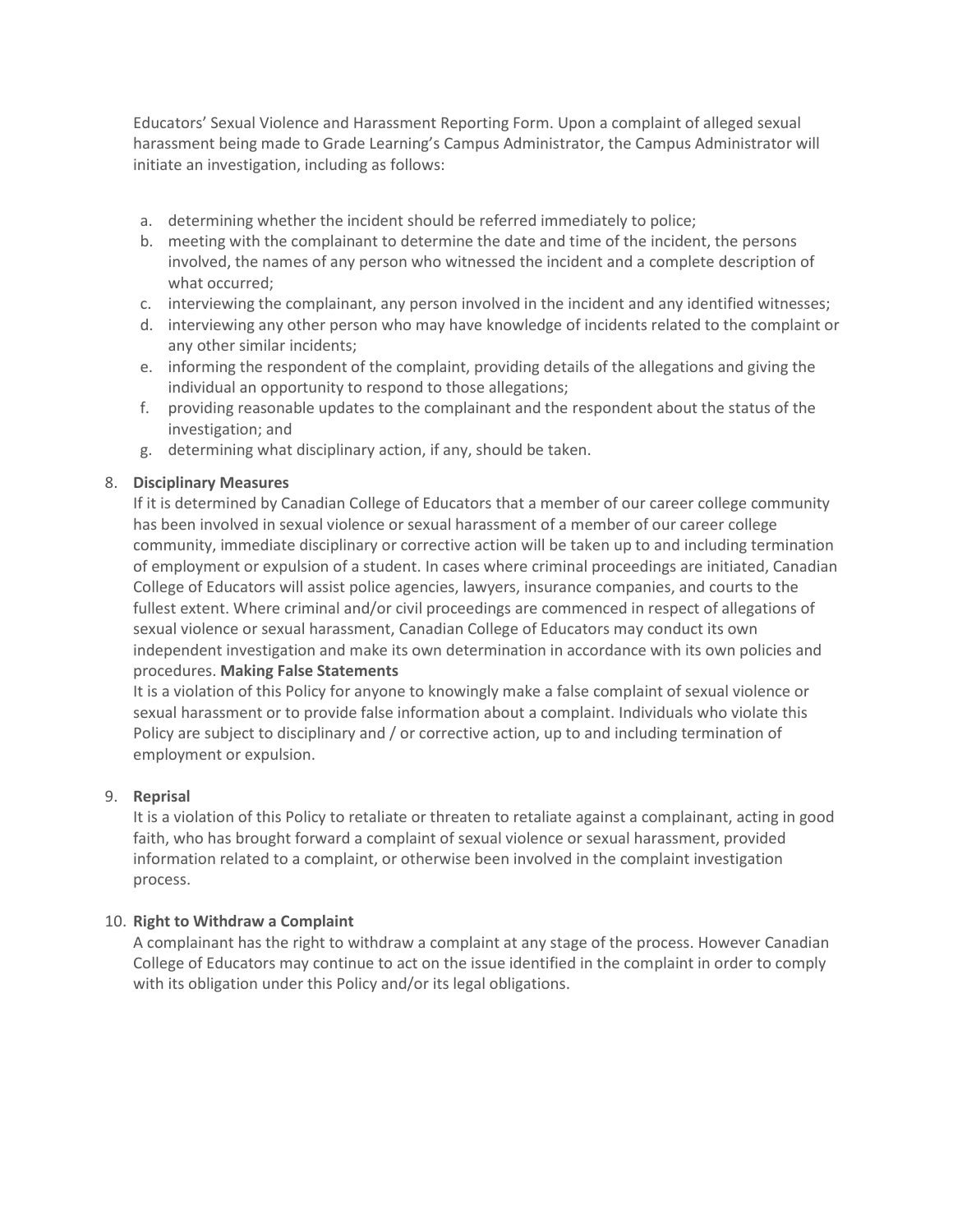Educators' Sexual Violence and Harassment Reporting Form. Upon a complaint of alleged sexual harassment being made to Grade Learning's Campus Administrator, the Campus Administrator will initiate an investigation, including as follows:

a. determining whether the incident should be referred immediately to police;
b. meeting with the complainant to determine the date and time of the incident, the persons involved, the names of any person who witnessed the incident and a complete description of what occurred;
c. interviewing the complainant, any person involved in the incident and any identified witnesses;
d. interviewing any other person who may have knowledge of incidents related to the complaint or any other similar incidents;
e. informing the respondent of the complaint, providing details of the allegations and giving the individual an opportunity to respond to those allegations;
f. providing reasonable updates to the complainant and the respondent about the status of the investigation; and
g. determining what disciplinary action, if any, should be taken.

8. **Disciplinary Measures**
   If it is determined by Canadian College of Educators that a member of our career college community has been involved in sexual violence or sexual harassment of a member of our career college community, immediate disciplinary or corrective action will be taken up to and including termination of employment or expulsion of a student. In cases where criminal proceedings are initiated, Canadian College of Educators will assist police agencies, lawyers, insurance companies, and courts to the fullest extent. Where criminal and/or civil proceedings are commenced in respect of allegations of sexual violence or sexual harassment, Canadian College of Educators may conduct its own independent investigation and make its own determination in accordance with its own policies and procedures. **Making False Statements**
   It is a violation of this Policy for anyone to knowingly make a false complaint of sexual violence or sexual harassment or to provide false information about a complaint. Individuals who violate this Policy are subject to disciplinary and / or corrective action, up to and including termination of employment or expulsion.

9. **Reprisal**
   It is a violation of this Policy to retaliate or threaten to retaliate against a complainant, acting in good faith, who has brought forward a complaint of sexual violence or sexual harassment, provided information related to a complaint, or otherwise been involved in the complaint investigation process.

10. **Right to Withdraw a Complaint**
    A complainant has the right to withdraw a complaint at any stage of the process. However Canadian College of Educators may continue to act on the issue identified in the complaint in order to comply with its obligation under this Policy and/or its legal obligations.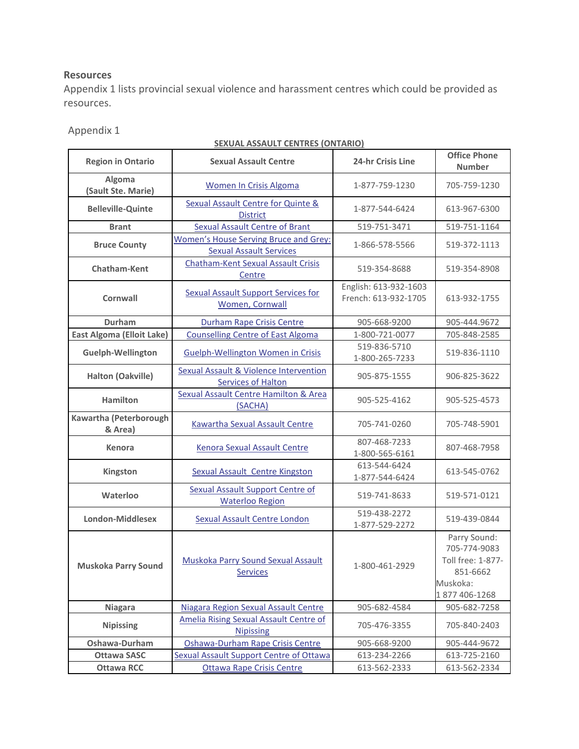**Resources**

Appendix 1 lists provincial sexual violence and harassment centres which could be provided as resources.

Appendix 1

**SEXUAL ASSAULT CENTRES (ONTARIO)**

| Region in Ontario | Sexual Assault Centre | 24-hr Crisis Line | Office Phone Number |
|---|---|---|---|
| **Algoma (Sault Ste. Marie)** | Women In Crisis Algoma | 1-877-759-1230 | 705-759-1230 |
| **Belleville-Quinte** | Sexual Assault Centre for Quinte & District | 1-877-544-6424 | 613-967-6300 |
| **Brant** | Sexual Assault Centre of Brant | 519-751-3471 | 519-751-1164 |
| **Bruce County** | Women's House Serving Bruce and Grey: Sexual Assault Services | 1-866-578-5566 | 519-372-1113 |
| **Chatham-Kent** | Chatham-Kent Sexual Assault Crisis Centre | 519-354-8688 | 519-354-8908 |
| **Cornwall** | Sexual Assault Support Services for Women, Cornwall | English: 613-932-1603<br>French: 613-932-1705 | 613-932-1755 |
| **Durham** | Durham Rape Crisis Centre | 905-668-9200 | 905-444.9672 |
| **East Algoma (Elloit Lake)** | Counselling Centre of East Algoma | 1-800-721-0077 | 705-848-2585 |
| **Guelph-Wellington** | Guelph-Wellington Women in Crisis | 519-836-5710<br>1-800-265-7233 | 519-836-1110 |
| **Halton (Oakville)** | Sexual Assault & Violence Intervention Services of Halton | 905-875-1555 | 906-825-3622 |
| **Hamilton** | Sexual Assault Centre Hamilton & Area (SACHA) | 905-525-4162 | 905-525-4573 |
| **Kawartha (Peterborough & Area)** | Kawartha Sexual Assault Centre | 705-741-0260 | 705-748-5901 |
| **Kenora** | Kenora Sexual Assault Centre | 807-468-7233<br>1-800-565-6161 | 807-468-7958 |
| **Kingston** | Sexual Assault Centre Kingston | 613-544-6424<br>1-877-544-6424 | 613-545-0762 |
| **Waterloo** | Sexual Assault Support Centre of Waterloo Region | 519-741-8633 | 519-571-0121 |
| **London-Middlesex** | Sexual Assault Centre London | 519-438-2272<br>1-877-529-2272 | 519-439-0844 |
| **Muskoka Parry Sound** | Muskoka Parry Sound Sexual Assault Services | 1-800-461-2929 | Parry Sound: 705-774-9083<br>Toll free: 1-877-851-6662<br>Muskoka: 1 877 406-1268 |
| **Niagara** | Niagara Region Sexual Assault Centre | 905-682-4584 | 905-682-7258 |
| **Nipissing** | Amelia Rising Sexual Assault Centre of Nipissing | 705-476-3355 | 705-840-2403 |
| **Oshawa-Durham** | Oshawa-Durham Rape Crisis Centre | 905-668-9200 | 905-444-9672 |
| **Ottawa SASC** | Sexual Assault Support Centre of Ottawa | 613-234-2266 | 613-725-2160 |
| **Ottawa RCC** | Ottawa Rape Crisis Centre | 613-562-2333 | 613-562-2334 |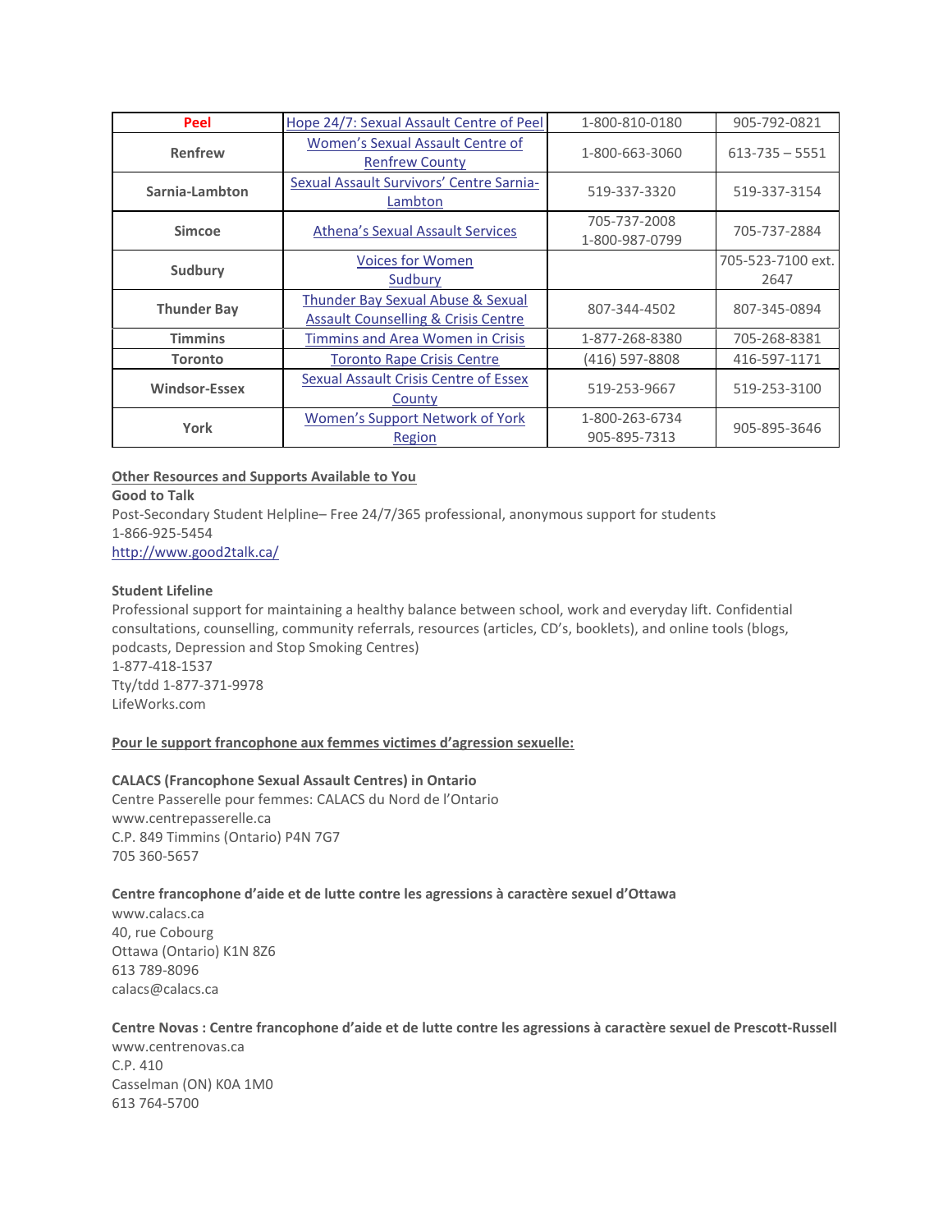| Peel | Hope 24/7: Sexual Assault Centre of Peel | 1-800-810-0180 | 905-792-0821 |
|---|---|---|---|
| Renfrew | Women's Sexual Assault Centre of Renfrew County | 1-800-663-3060 | 613-735 – 5551 |
| Sarnia-Lambton | Sexual Assault Survivors' Centre Sarnia-Lambton | 519-337-3320 | 519-337-3154 |
| Simcoe | Athena's Sexual Assault Services | 705-737-2008<br>1-800-987-0799 | 705-737-2884 |
| Sudbury | Voices for Women Sudbury | | 705-523-7100 ext. 2647 |
| Thunder Bay | Thunder Bay Sexual Abuse & Sexual Assault Counselling & Crisis Centre | 807-344-4502 | 807-345-0894 |
| Timmins | Timmins and Area Women in Crisis | 1-877-268-8380 | 705-268-8381 |
| Toronto | Toronto Rape Crisis Centre | (416) 597-8808 | 416-597-1171 |
| Windsor-Essex | Sexual Assault Crisis Centre of Essex County | 519-253-9667 | 519-253-3100 |
| York | Women's Support Network of York Region | 1-800-263-6734<br>905-895-7313 | 905-895-3646 |

**Other Resources and Supports Available to You**

**Good to Talk**
Post-Secondary Student Helpline– Free 24/7/365 professional, anonymous support for students
1-866-925-5454
http://www.good2talk.ca/

**Student Lifeline**
Professional support for maintaining a healthy balance between school, work and everyday lift. Confidential consultations, counselling, community referrals, resources (articles, CD's, booklets), and online tools (blogs, podcasts, Depression and Stop Smoking Centres)
1-877-418-1537
Tty/tdd 1-877-371-9978
LifeWorks.com

**Pour le support francophone aux femmes victimes d'agression sexuelle:**

**CALACS (Francophone Sexual Assault Centres) in Ontario**
Centre Passerelle pour femmes: CALACS du Nord de l'Ontario
www.centrepasserelle.ca
C.P. 849 Timmins (Ontario) P4N 7G7
705 360-5657

**Centre francophone d'aide et de lutte contre les agressions à caractère sexuel d'Ottawa**
www.calacs.ca
40, rue Cobourg
Ottawa (Ontario) K1N 8Z6
613 789-8096
calacs@calacs.ca

**Centre Novas : Centre francophone d'aide et de lutte contre les agressions à caractère sexuel de Prescott-Russell**
www.centrenovas.ca
C.P. 410
Casselman (ON) K0A 1M0
613 764-5700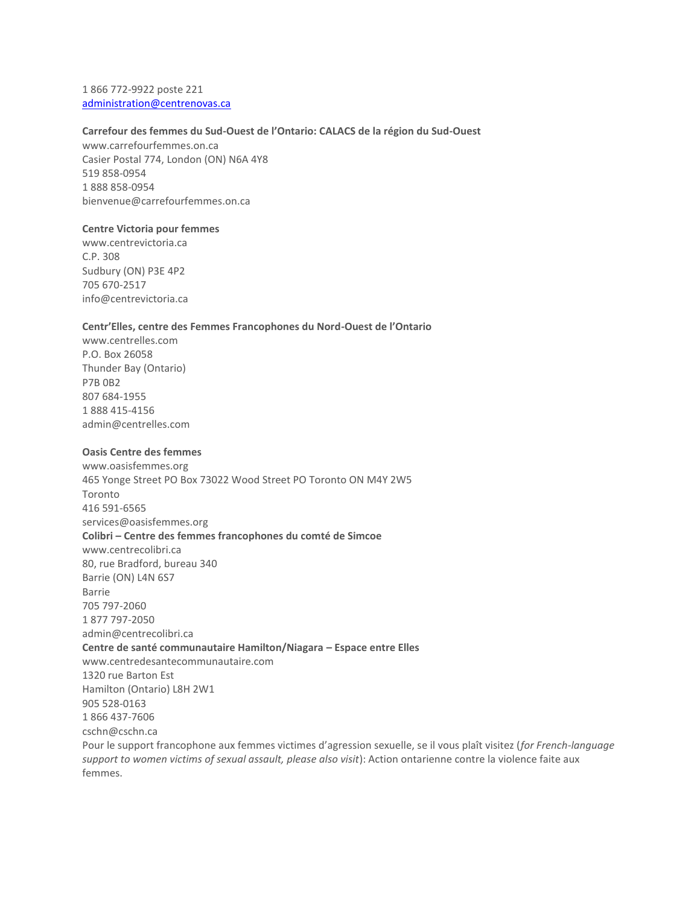1 866 772-9922 poste 221  
administration@centrenovas.ca

**Carrefour des femmes du Sud-Ouest de l'Ontario: CALACS de la région du Sud-Ouest**  
www.carrefourfemmes.on.ca  
Casier Postal 774, London (ON) N6A 4Y8  
519 858-0954  
1 888 858-0954  
bienvenue@carrefourfemmes.on.ca

**Centre Victoria pour femmes**  
www.centrevictoria.ca  
C.P. 308  
Sudbury (ON) P3E 4P2  
705 670-2517  
info@centrevictoria.ca

**Centr'Elles, centre des Femmes Francophones du Nord-Ouest de l'Ontario**  
www.centrelles.com  
P.O. Box 26058  
Thunder Bay (Ontario)  
P7B 0B2  
807 684-1955  
1 888 415-4156  
admin@centrelles.com

**Oasis Centre des femmes**  
www.oasisfemmes.org  
465 Yonge Street PO Box 73022 Wood Street PO Toronto ON M4Y 2W5  
Toronto  
416 591-6565  
services@oasisfemmes.org

**Colibri – Centre des femmes francophones du comté de Simcoe**  
www.centrecolibri.ca  
80, rue Bradford, bureau 340  
Barrie (ON) L4N 6S7  
Barrie  
705 797-2060  
1 877 797-2050  
admin@centrecolibri.ca

**Centre de santé communautaire Hamilton/Niagara – Espace entre Elles**  
www.centredesantecommunautaire.com  
1320 rue Barton Est  
Hamilton (Ontario) L8H 2W1  
905 528-0163  
1 866 437-7606  
cschn@cschn.ca

Pour le support francophone aux femmes victimes d'agression sexuelle, se il vous plaît visitez (*for French-language support to women victims of sexual assault, please also visit*): Action ontarienne contre la violence faite aux femmes.